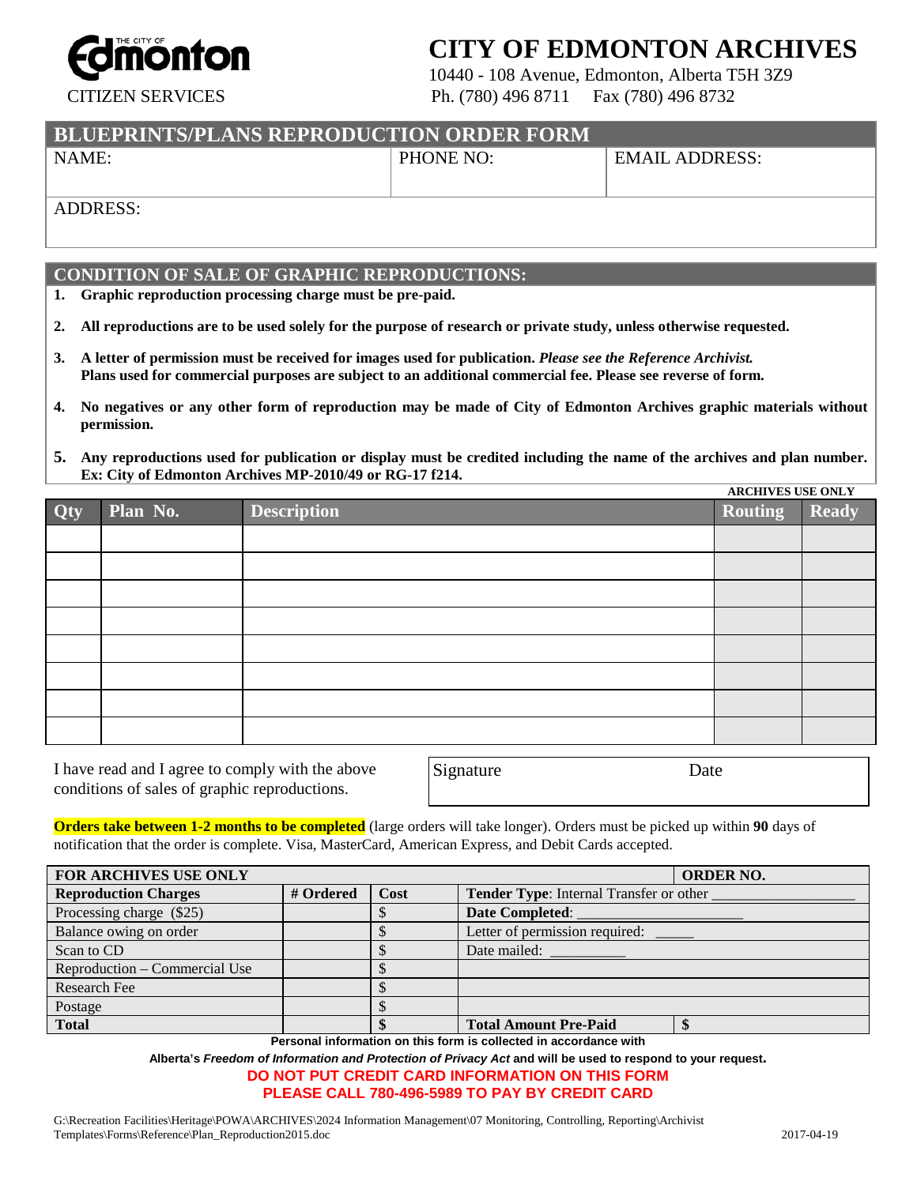The City of Edmonton

CITIZEN SERVICES

# CITY OF EDMONTON ARCHIVES

10440 - 108 Avenue, Edmonton, Alberta T5H 3Z9
Ph. (780) 496 8711 Fax (780) 496 8732

## BLUEPRINTS/PLANS REPRODUCTION ORDER FORM

| NAME: | PHONE NO: | EMAIL ADDRESS: |
|---|---|---|
| ADDRESS: | | |

## CONDITION OF SALE OF GRAPHIC REPRODUCTIONS:

1. **Graphic reproduction processing charge must be pre-paid.**
2. **All reproductions are to be used solely for the purpose of research or private study, unless otherwise requested.**
3. **A letter of permission must be received for images used for publication.** ***Please see the Reference Archivist.*** **Plans used for commercial purposes are subject to an additional commercial fee. Please see reverse of form.**
4. **No negatives or any other form of reproduction may be made of City of Edmonton Archives graphic materials without permission.**
5. **Any reproductions used for publication or display must be credited including the name of the archives and plan number. Ex: City of Edmonton Archives MP-2010/49 or RG-17 f214.**

| Qty | Plan No. | Description | Routing (ARCHIVES USE ONLY) | Ready (ARCHIVES USE ONLY) |
|---|---|---|---|---|
| | | | | |
| | | | | |
| | | | | |
| | | | | |
| | | | | |
| | | | | |
| | | | | |
| | | | | |

I have read and I agree to comply with the above conditions of sales of graphic reproductions.

Signature Date

**Orders take between 1-2 months to be completed** (large orders will take longer). Orders must be picked up within **90** days of notification that the order is complete. Visa, MasterCard, American Express, and Debit Cards accepted.

| FOR ARCHIVES USE ONLY | | | | ORDER NO. |
|---|---|---|---|---|
| **Reproduction Charges** | **# Ordered** | **Cost** | **Tender Type**: Internal Transfer or other ___________________ | |
| Processing charge ($25) | | $ | **Date Completed**: ______________________ | |
| Balance owing on order | | $ | Letter of permission required: _____ | |
| Scan to CD | | $ | Date mailed: __________ | |
| Reproduction – Commercial Use | | $ | | |
| Research Fee | | $ | | |
| Postage | | $ | | |
| **Total** | | **$** | **Total Amount Pre-Paid** | **$** |

**Personal information on this form is collected in accordance with Alberta's *Freedom of Information and Protection of Privacy Act* and will be used to respond to your request.**

**DO NOT PUT CREDIT CARD INFORMATION ON THIS FORM**
**PLEASE CALL 780-496-5989 TO PAY BY CREDIT CARD**

G:\Recreation Facilities\Heritage\POWA\ARCHIVES\2024 Information Management\07 Monitoring, Controlling, Reporting\Archivist Templates\Forms\Reference\Plan_Reproduction2015.doc 2017-04-19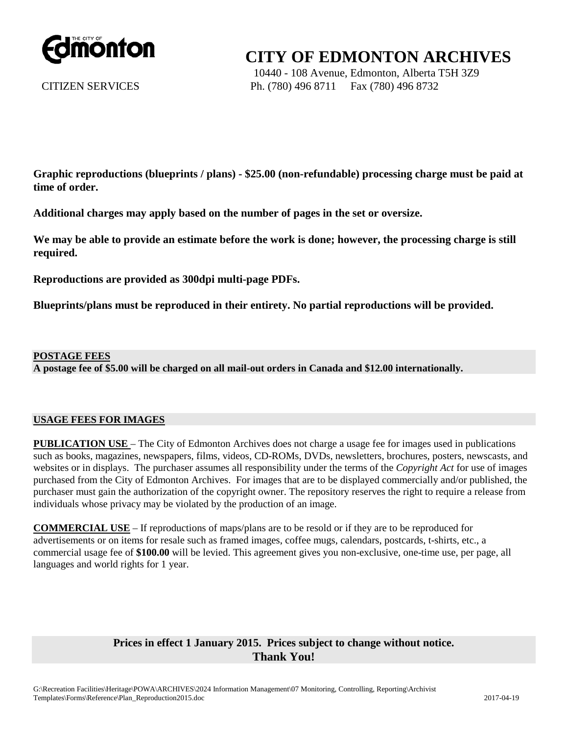# CITY OF EDMONTON ARCHIVES

10440 - 108 Avenue, Edmonton, Alberta T5H 3Z9

CITIZEN SERVICES Ph. (780) 496 8711 Fax (780) 496 8732

**Graphic reproductions (blueprints / plans) - $25.00 (non-refundable) processing charge must be paid at time of order.**

**Additional charges may apply based on the number of pages in the set or oversize.**

**We may be able to provide an estimate before the work is done; however, the processing charge is still required.**

**Reproductions are provided as 300dpi multi-page PDFs.**

**Blueprints/plans must be reproduced in their entirety. No partial reproductions will be provided.**

## POSTAGE FEES

**A postage fee of $5.00 will be charged on all mail-out orders in Canada and $12.00 internationally.**

## USAGE FEES FOR IMAGES

**PUBLICATION USE** – The City of Edmonton Archives does not charge a usage fee for images used in publications such as books, magazines, newspapers, films, videos, CD-ROMs, DVDs, newsletters, brochures, posters, newscasts, and websites or in displays. The purchaser assumes all responsibility under the terms of the *Copyright Act* for use of images purchased from the City of Edmonton Archives. For images that are to be displayed commercially and/or published, the purchaser must gain the authorization of the copyright owner. The repository reserves the right to require a release from individuals whose privacy may be violated by the production of an image.

**COMMERCIAL USE** – If reproductions of maps/plans are to be resold or if they are to be reproduced for advertisements or on items for resale such as framed images, coffee mugs, calendars, postcards, t-shirts, etc., a commercial usage fee of **$100.00** will be levied. This agreement gives you non-exclusive, one-time use, per page, all languages and world rights for 1 year.

**Prices in effect 1 January 2015. Prices subject to change without notice.**
**Thank You!**

G:\Recreation Facilities\Heritage\POWA\ARCHIVES\2024 Information Management\07 Monitoring, Controlling, Reporting\Archivist Templates\Forms\Reference\Plan_Reproduction2015.doc 2017-04-19